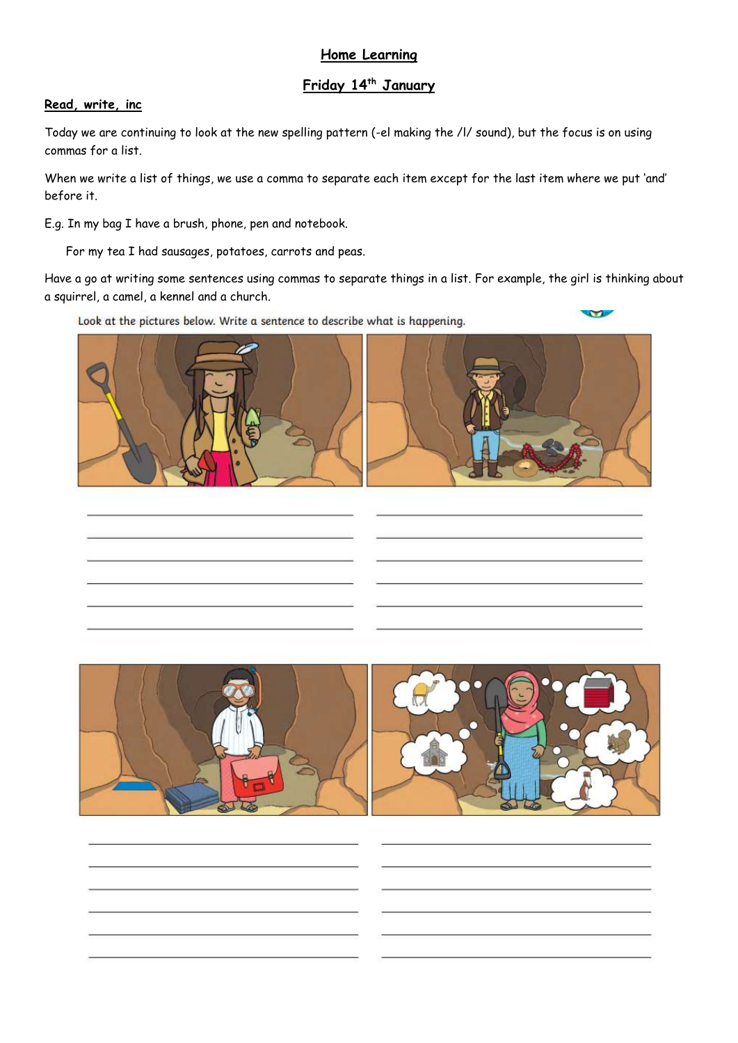# Home Learning

## Friday 14th January

### Read, write, inc

Today we are continuing to look at the new spelling pattern (-el making the /l/ sound), but the focus is on using commas for a list.

When we write a list of things, we use a comma to separate each item except for the last item where we put 'and' before it.

E.g. In my bag I have a brush, phone, pen and notebook.

For my tea I had sausages, potatoes, carrots and peas.

Have a go at writing some sentences using commas to separate things in a list. For example, the girl is thinking about a squirrel, a camel, a kennel and a church.

Look at the pictures below. Write a sentence to describe what is happening.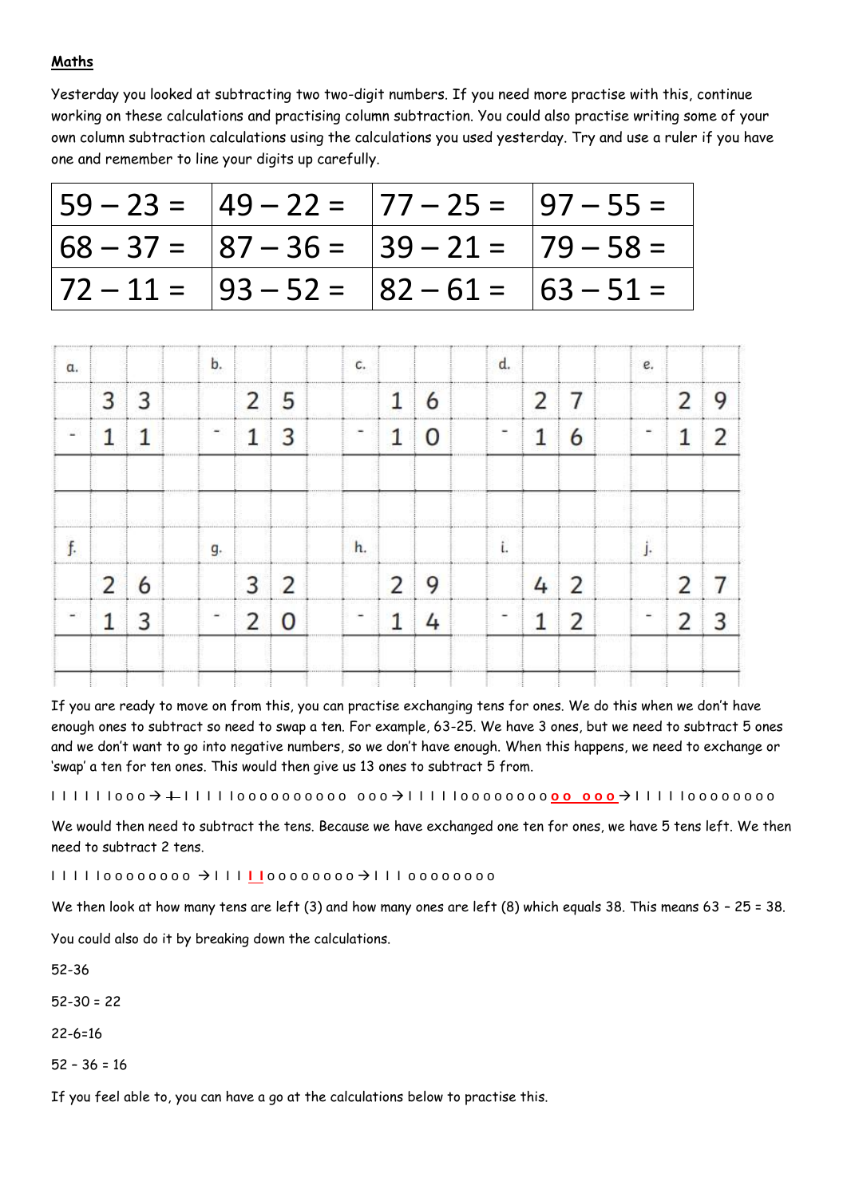**Maths**

Yesterday you looked at subtracting two two-digit numbers. If you need more practise with this, continue working on these calculations and practising column subtraction. You could also practise writing some of your own column subtraction calculations using the calculations you used yesterday. Try and use a ruler if you have one and remember to line your digits up carefully.

| 59 – 23 = | 49 – 22 = | 77 – 25 = | 97 – 55 = |
|---|---|---|---|
| 68 – 37 = | 87 – 36 = | 39 – 21 = | 79 – 58 = |
| 72 – 11 = | 93 – 52 = | 82 – 61 = | 63 – 51 = |

| a. | | | b. | | | c. | | | d. | | | e. | | |
|---|---|---|---|---|---|---|---|---|---|---|---|---|---|---|
| | 3 | 3 | | 2 | 5 | | 1 | 6 | | 2 | 7 | | 2 | 9 |
| - | 1 | 1 | - | 1 | 3 | - | 1 | 0 | - | 1 | 6 | - | 1 | 2 |
| | | | | | | | | | | | | | | |
| f. | | | g. | | | h. | | | i. | | | j. | | |
| | 2 | 6 | | 3 | 2 | | 2 | 9 | | 4 | 2 | | 2 | 7 |
| - | 1 | 3 | - | 2 | 0 | - | 1 | 4 | - | 1 | 2 | - | 2 | 3 |
| | | | | | | | | | | | | | | |

If you are ready to move on from this, you can practise exchanging tens for ones. We do this when we don't have enough ones to subtract so need to swap a ten. For example, 63-25. We have 3 ones, but we need to subtract 5 ones and we don't want to go into negative numbers, so we don't have enough. When this happens, we need to exchange or 'swap' a ten for ten ones. This would then give us 13 ones to subtract 5 from.

I I I I I I o o o → I I I I I I o o o o o o o o o o o o o → I I I I I o o o o o o o o o o o o o → I I I I I o o o o o o o o

We would then need to subtract the tens. Because we have exchanged one ten for ones, we have 5 tens left. We then need to subtract 2 tens.

I I I I I o o o o o o o o → I I I I I o o o o o o o o → I I I o o o o o o o o

We then look at how many tens are left (3) and how many ones are left (8) which equals 38. This means 63 – 25 = 38.

You could also do it by breaking down the calculations.

52-36

52-30 = 22

22-6=16

52 – 36 = 16

If you feel able to, you can have a go at the calculations below to practise this.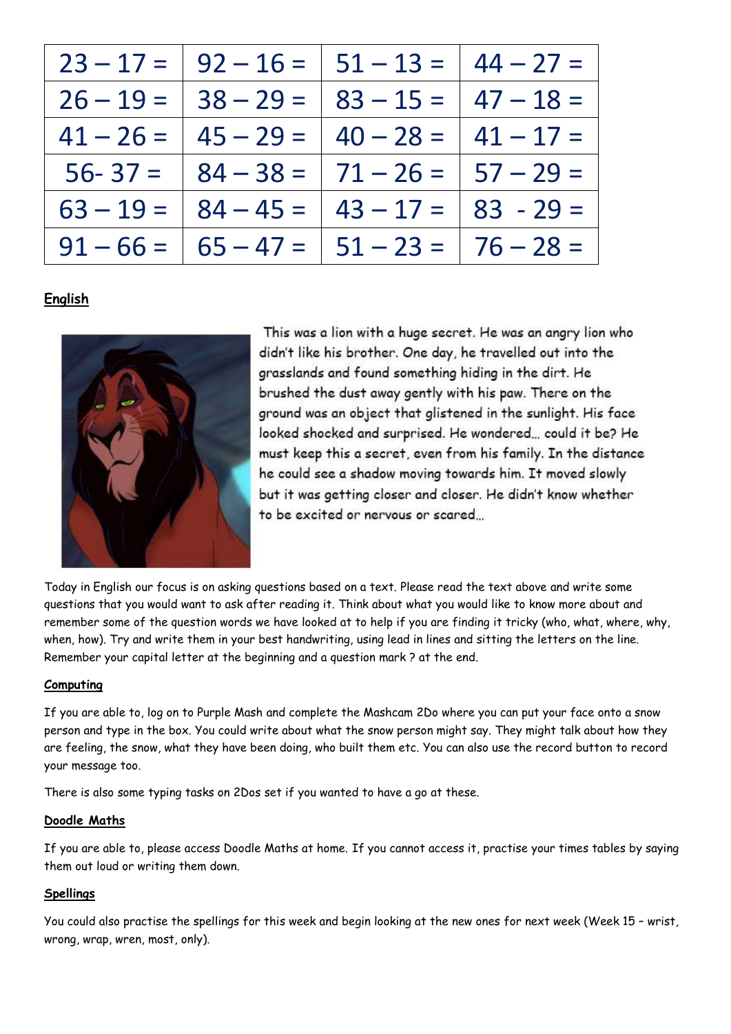| | | | |
|---|---|---|---|
| 23 – 17 = | 92 – 16 = | 51 – 13 = | 44 – 27 = |
| 26 – 19 = | 38 – 29 = | 83 – 15 = | 47 – 18 = |
| 41 – 26 = | 45 – 29 = | 40 – 28 = | 41 – 17 = |
| 56- 37 = | 84 – 38 = | 71 – 26 = | 57 – 29 = |
| 63 – 19 = | 84 – 45 = | 43 – 17 = | 83 - 29 = |
| 91 – 66 = | 65 – 47 = | 51 – 23 = | 76 – 28 = |

**English**

This was a lion with a huge secret. He was an angry lion who didn't like his brother. One day, he travelled out into the grasslands and found something hiding in the dirt. He brushed the dust away gently with his paw. There on the ground was an object that glistened in the sunlight. His face looked shocked and surprised. He wondered… could it be? He must keep this a secret, even from his family. In the distance he could see a shadow moving towards him. It moved slowly but it was getting closer and closer. He didn't know whether to be excited or nervous or scared…

Today in English our focus is on asking questions based on a text. Please read the text above and write some questions that you would want to ask after reading it. Think about what you would like to know more about and remember some of the question words we have looked at to help if you are finding it tricky (who, what, where, why, when, how). Try and write them in your best handwriting, using lead in lines and sitting the letters on the line. Remember your capital letter at the beginning and a question mark ? at the end.

**Computing**

If you are able to, log on to Purple Mash and complete the Mashcam 2Do where you can put your face onto a snow person and type in the box. You could write about what the snow person might say. They might talk about how they are feeling, the snow, what they have been doing, who built them etc. You can also use the record button to record your message too.

There is also some typing tasks on 2Dos set if you wanted to have a go at these.

**Doodle Maths**

If you are able to, please access Doodle Maths at home. If you cannot access it, practise your times tables by saying them out loud or writing them down.

**Spellings**

You could also practise the spellings for this week and begin looking at the new ones for next week (Week 15 – wrist, wrong, wrap, wren, most, only).